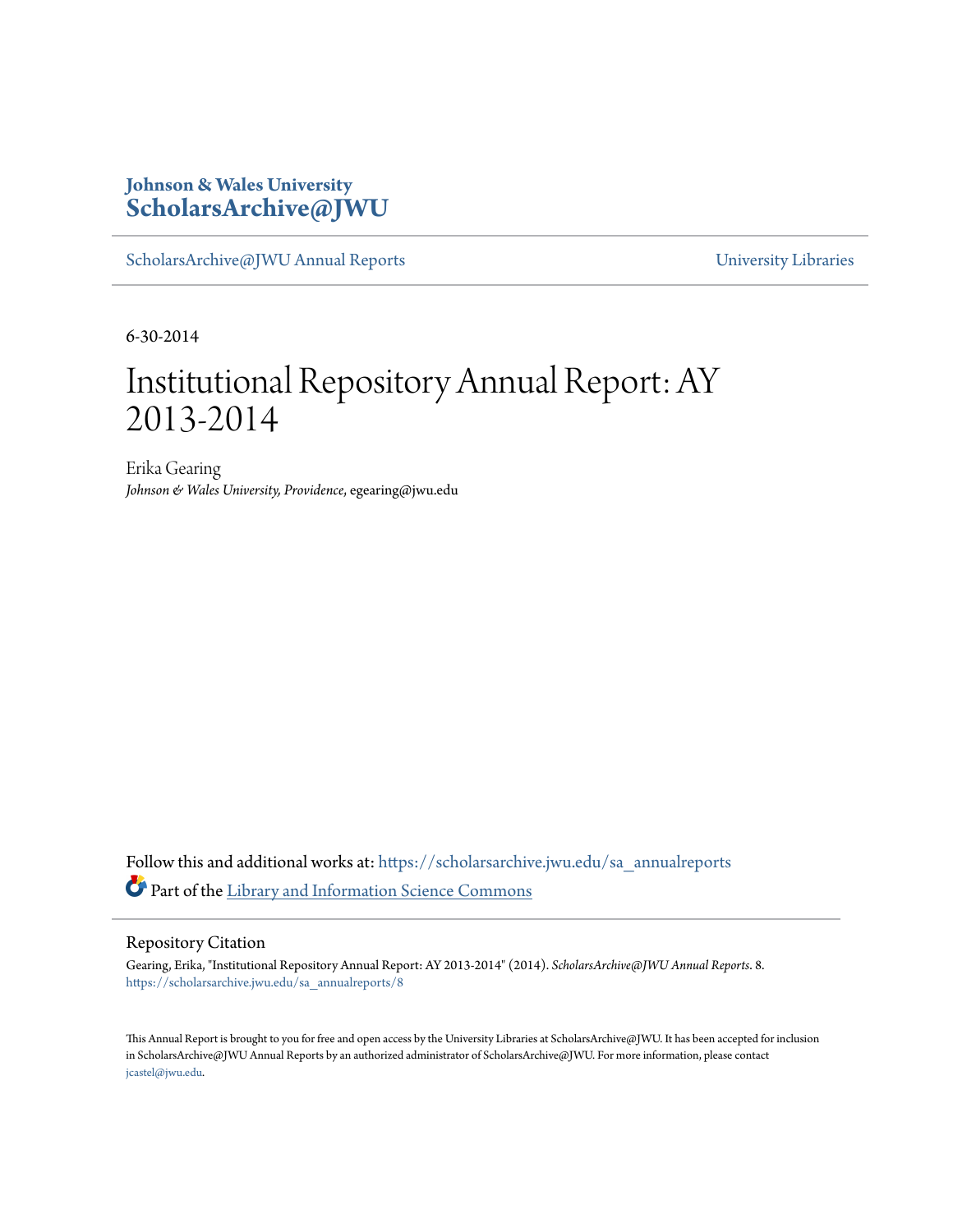Johnson & Wales University
**ScholarsArchive@JWU**

ScholarsArchive@JWU Annual Reports | University Libraries

6-30-2014

# Institutional Repository Annual Report: AY 2013-2014

Erika Gearing
*Johnson & Wales University, Providence*, egearing@jwu.edu

Follow this and additional works at: https://scholarsarchive.jwu.edu/sa_annualreports

Part of the Library and Information Science Commons

## Repository Citation

Gearing, Erika, "Institutional Repository Annual Report: AY 2013-2014" (2014). *ScholarsArchive@JWU Annual Reports*. 8.
https://scholarsarchive.jwu.edu/sa_annualreports/8

This Annual Report is brought to you for free and open access by the University Libraries at ScholarsArchive@JWU. It has been accepted for inclusion in ScholarsArchive@JWU Annual Reports by an authorized administrator of ScholarsArchive@JWU. For more information, please contact jcastel@jwu.edu.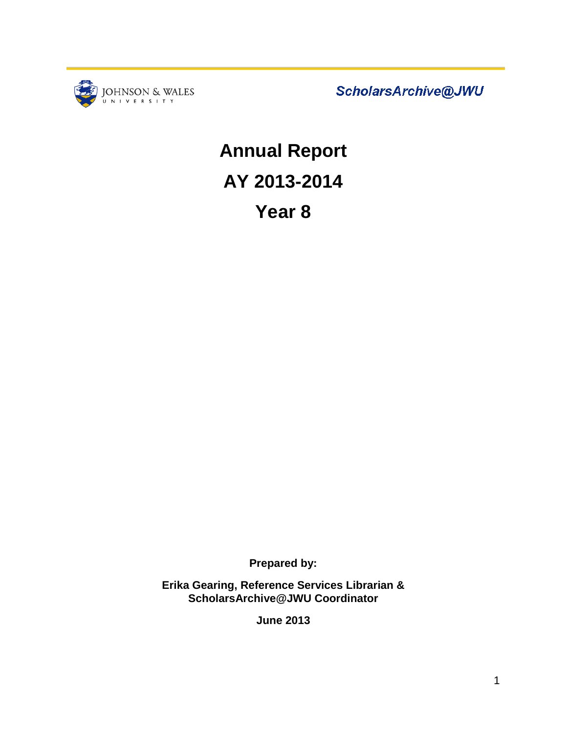JOHNSON & WALES UNIVERSITY

*ScholarsArchive@JWU*

# Annual Report

# AY 2013-2014

# Year 8

**Prepared by:**

**Erika Gearing, Reference Services Librarian & ScholarsArchive@JWU Coordinator**

**June 2013**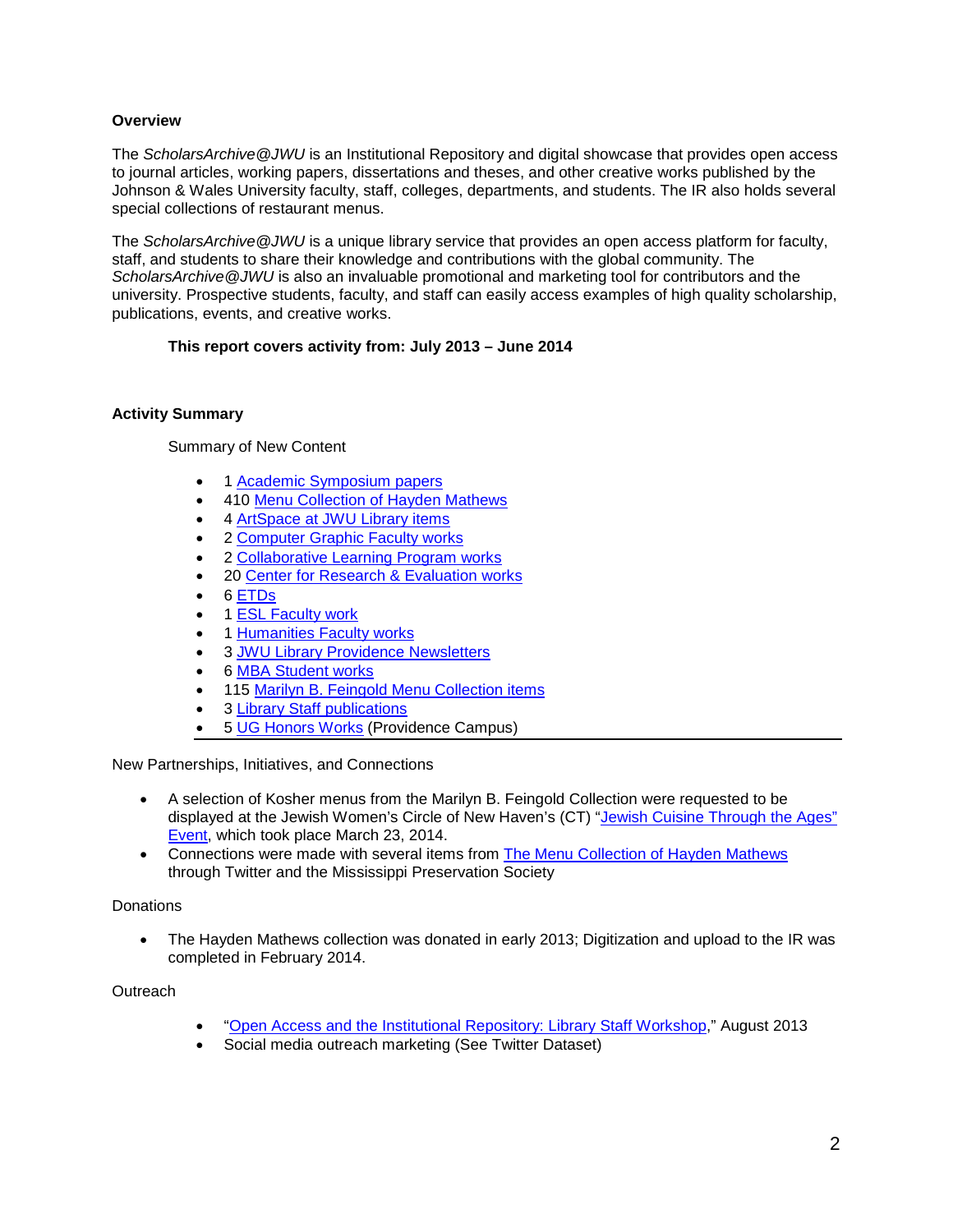## Overview

The *ScholarsArchive@JWU* is an Institutional Repository and digital showcase that provides open access to journal articles, working papers, dissertations and theses, and other creative works published by the Johnson & Wales University faculty, staff, colleges, departments, and students. The IR also holds several special collections of restaurant menus.

The *ScholarsArchive@JWU* is a unique library service that provides an open access platform for faculty, staff, and students to share their knowledge and contributions with the global community. The *ScholarsArchive@JWU* is also an invaluable promotional and marketing tool for contributors and the university. Prospective students, faculty, and staff can easily access examples of high quality scholarship, publications, events, and creative works.

**This report covers activity from: July 2013 – June 2014**

## Activity Summary

Summary of New Content

- 1 Academic Symposium papers
- 410 Menu Collection of Hayden Mathews
- 4 ArtSpace at JWU Library items
- 2 Computer Graphic Faculty works
- 2 Collaborative Learning Program works
- 20 Center for Research & Evaluation works
- 6 ETDs
- 1 ESL Faculty work
- 1 Humanities Faculty works
- 3 JWU Library Providence Newsletters
- 6 MBA Student works
- 115 Marilyn B. Feingold Menu Collection items
- 3 Library Staff publications
- 5 UG Honors Works (Providence Campus)

---

New Partnerships, Initiatives, and Connections

- A selection of Kosher menus from the Marilyn B. Feingold Collection were requested to be displayed at the Jewish Women's Circle of New Haven's (CT) "Jewish Cuisine Through the Ages" Event, which took place March 23, 2014.
- Connections were made with several items from The Menu Collection of Hayden Mathews through Twitter and the Mississippi Preservation Society

Donations

- The Hayden Mathews collection was donated in early 2013; Digitization and upload to the IR was completed in February 2014.

Outreach

- "Open Access and the Institutional Repository: Library Staff Workshop," August 2013
- Social media outreach marketing (See Twitter Dataset)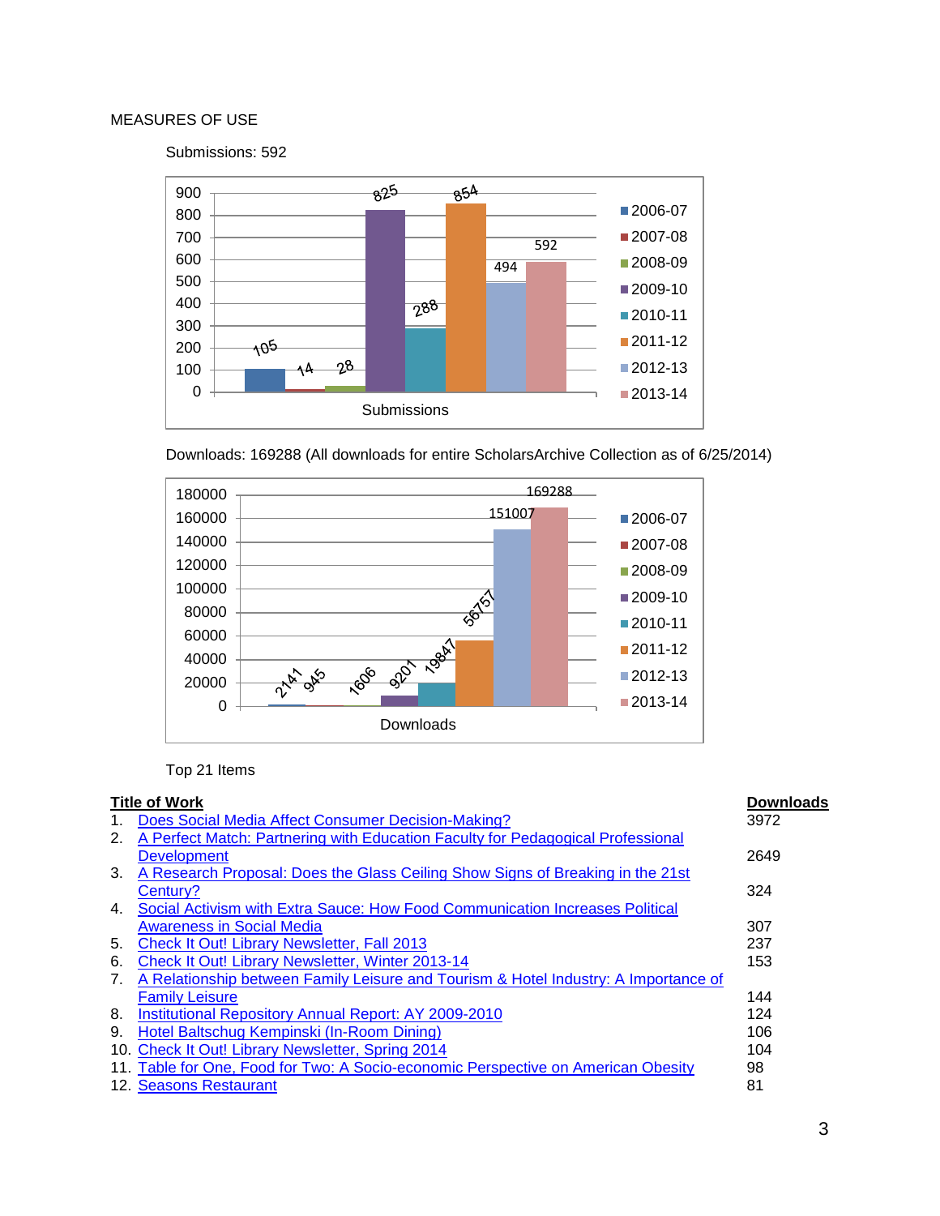MEASURES OF USE

Submissions: 592

900
800
700
600
500
400
300
200
100
0

105
14
28
825
288
854
494
592

Submissions

2006-07
2007-08
2008-09
2009-10
2010-11
2011-12
2012-13
2013-14

Downloads: 169288 (All downloads for entire ScholarsArchive Collection as of 6/25/2014)

180000
160000
140000
120000
100000
80000
60000
40000
20000
0

2141
945
1606
9201
19847
56757
151007
169288

Downloads

2006-07
2007-08
2008-09
2009-10
2010-11
2011-12
2012-13
2013-14

Top 21 Items

| Title of Work | Downloads |
|---|---|
| 1. Does Social Media Affect Consumer Decision-Making? | 3972 |
| 2. A Perfect Match: Partnering with Education Faculty for Pedagogical Professional Development | 2649 |
| 3. A Research Proposal: Does the Glass Ceiling Show Signs of Breaking in the 21st Century? | 324 |
| 4. Social Activism with Extra Sauce: How Food Communication Increases Political Awareness in Social Media | 307 |
| 5. Check It Out! Library Newsletter, Fall 2013 | 237 |
| 6. Check It Out! Library Newsletter, Winter 2013-14 | 153 |
| 7. A Relationship between Family Leisure and Tourism & Hotel Industry: A Importance of Family Leisure | 144 |
| 8. Institutional Repository Annual Report: AY 2009-2010 | 124 |
| 9. Hotel Baltschug Kempinski (In-Room Dining) | 106 |
| 10. Check It Out! Library Newsletter, Spring 2014 | 104 |
| 11. Table for One, Food for Two: A Socio-economic Perspective on American Obesity | 98 |
| 12. Seasons Restaurant | 81 |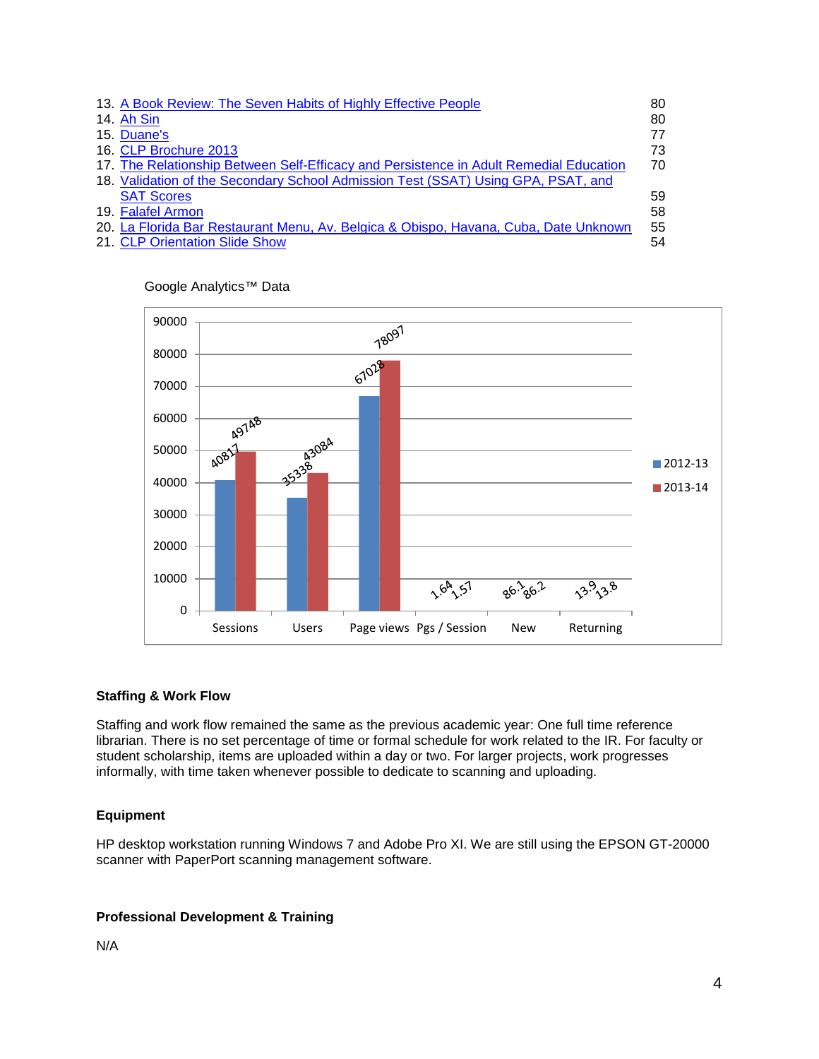13. [A Book Review: The Seven Habits of Highly Effective People] 80
14. [Ah Sin] 80
15. [Duane's] 77
16. [CLP Brochure 2013] 73
17. [The Relationship Between Self-Efficacy and Persistence in Adult Remedial Education] 70
18. [Validation of the Secondary School Admission Test (SSAT) Using GPA, PSAT, and SAT Scores] 59
19. [Falafel Armon] 58
20. [La Florida Bar Restaurant Menu, Av. Belgica & Obispo, Havana, Cuba, Date Unknown] 55
21. [CLP Orientation Slide Show] 54

Google Analytics™ Data

90000
80000
70000
60000
50000
40000
30000
20000
10000
0

40817
49748
35338
43084
67028
78097
1.64
1.57
86.1
86.2
13.9
13.8

Sessions
Users
Page views
Pgs / Session
New
Returning

2012-13
2013-14

**Staffing & Work Flow**

Staffing and work flow remained the same as the previous academic year: One full time reference librarian. There is no set percentage of time or formal schedule for work related to the IR. For faculty or student scholarship, items are uploaded within a day or two. For larger projects, work progresses informally, with time taken whenever possible to dedicate to scanning and uploading.

**Equipment**

HP desktop workstation running Windows 7 and Adobe Pro XI. We are still using the EPSON GT-20000 scanner with PaperPort scanning management software.

**Professional Development & Training**

N/A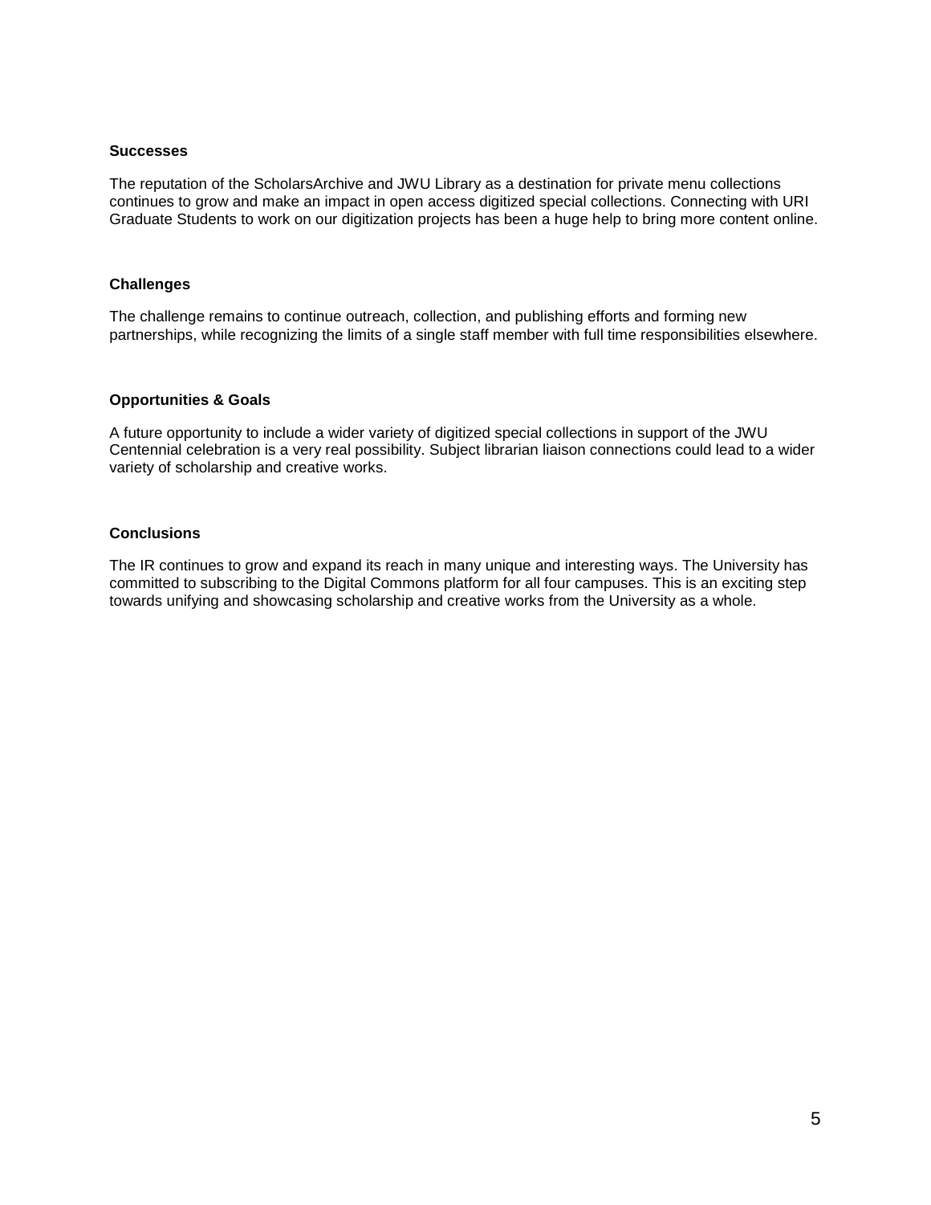**Successes**

The reputation of the ScholarsArchive and JWU Library as a destination for private menu collections continues to grow and make an impact in open access digitized special collections. Connecting with URI Graduate Students to work on our digitization projects has been a huge help to bring more content online.

**Challenges**

The challenge remains to continue outreach, collection, and publishing efforts and forming new partnerships, while recognizing the limits of a single staff member with full time responsibilities elsewhere.

**Opportunities & Goals**

A future opportunity to include a wider variety of digitized special collections in support of the JWU Centennial celebration is a very real possibility. Subject librarian liaison connections could lead to a wider variety of scholarship and creative works.

**Conclusions**

The IR continues to grow and expand its reach in many unique and interesting ways. The University has committed to subscribing to the Digital Commons platform for all four campuses. This is an exciting step towards unifying and showcasing scholarship and creative works from the University as a whole.